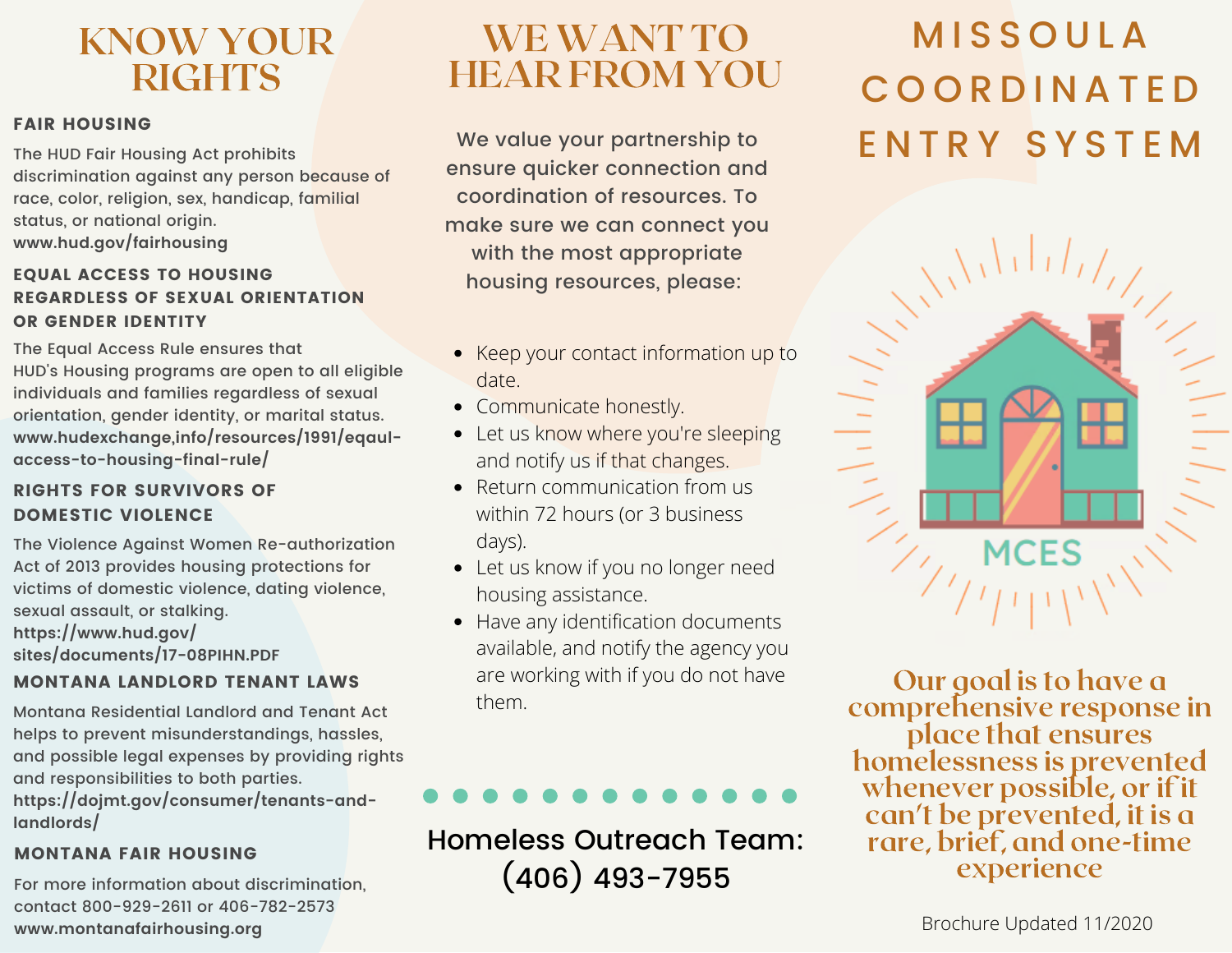# KNOW YOUR RIGHTS

### FAIR HOUSING

The HUD Fair Housing Act prohibits discrimination against any person because of race, color, religion, sex, handicap, familial status, or national origin.
**www.hud.gov/fairhousing**

### EQUAL ACCESS TO HOUSING REGARDLESS OF SEXUAL ORIENTATION OR GENDER IDENTITY

The Equal Access Rule ensures that HUD's Housing programs are open to all eligible individuals and families regardless of sexual orientation, gender identity, or marital status.
**www.hudexchange,info/resources/1991/eqaul-access-to-housing-final-rule/**

### RIGHTS FOR SURVIVORS OF DOMESTIC VIOLENCE

The Violence Against Women Re-authorization Act of 2013 provides housing protections for victims of domestic violence, dating violence, sexual assault, or stalking.
**https://www.hud.gov/sites/documents/17-08PIHN.PDF**

### MONTANA LANDLORD TENANT LAWS

Montana Residential Landlord and Tenant Act helps to prevent misunderstandings, hassles, and possible legal expenses by providing rights and responsibilities to both parties.
**https://dojmt.gov/consumer/tenants-and-landlords/**

### MONTANA FAIR HOUSING

For more information about discrimination, contact 800-929-2611 or 406-782-2573
**www.montanafairhousing.org**

# WE WANT TO HEAR FROM YOU

We value your partnership to ensure quicker connection and coordination of resources. To make sure we can connect you with the most appropriate housing resources, please:

- Keep your contact information up to date.
- Communicate honestly.
- Let us know where you're sleeping and notify us if that changes.
- Return communication from us within 72 hours (or 3 business days).
- Let us know if you no longer need housing assistance.
- Have any identification documents available, and notify the agency you are working with if you do not have them.

Homeless Outreach Team:
(406) 493-7955

# MISSOULA COORDINATED ENTRY SYSTEM

MCES

**Our goal is to have a comprehensive response in place that ensures homelessness is prevented whenever possible, or if it can't be prevented, it is a rare, brief, and one-time experience**

Brochure Updated 11/2020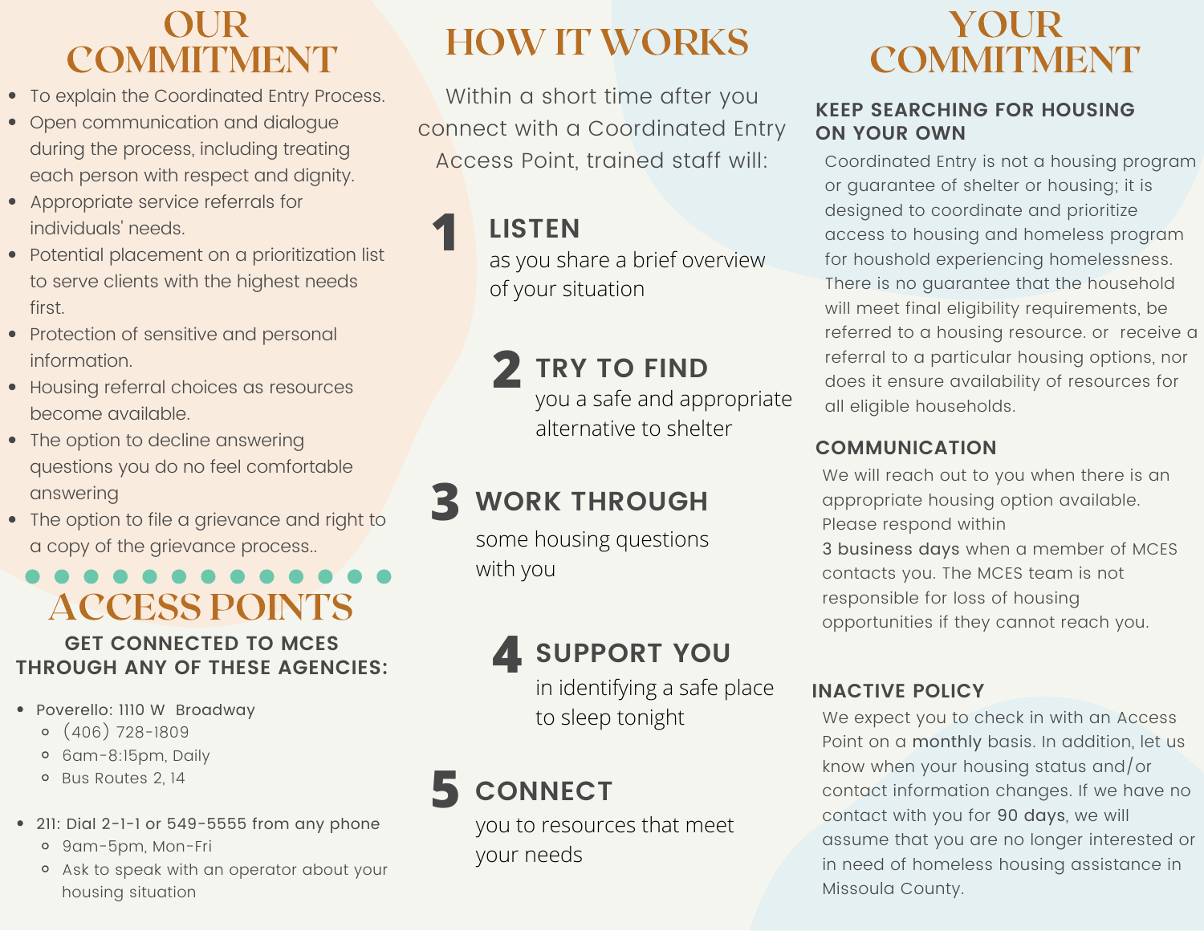# OUR COMMITMENT

- To explain the Coordinated Entry Process.
- Open communication and dialogue during the process, including treating each person with respect and dignity.
- Appropriate service referrals for individuals' needs.
- Potential placement on a prioritization list to serve clients with the highest needs first.
- Protection of sensitive and personal information.
- Housing referral choices as resources become available.
- The option to decline answering questions you do no feel comfortable answering
- The option to file a grievance and right to a copy of the grievance process..

# ACCESS POINTS

**GET CONNECTED TO MCES THROUGH ANY OF THESE AGENCIES:**

- Poverello: 1110 W Broadway
  - (406) 728-1809
  - 6am-8:15pm, Daily
  - Bus Routes 2, 14
- 211: Dial 2-1-1 or 549-5555 from any phone
  - 9am-5pm, Mon-Fri
  - Ask to speak with an operator about your housing situation

# HOW IT WORKS

Within a short time after you connect with a Coordinated Entry Access Point, trained staff will:

1. **LISTEN** as you share a brief overview of your situation
2. **TRY TO FIND** you a safe and appropriate alternative to shelter
3. **WORK THROUGH** some housing questions with you
4. **SUPPORT YOU** in identifying a safe place to sleep tonight
5. **CONNECT** you to resources that meet your needs

# YOUR COMMITMENT

## KEEP SEARCHING FOR HOUSING ON YOUR OWN

Coordinated Entry is not a housing program or guarantee of shelter or housing; it is designed to coordinate and prioritize access to housing and homeless program for houshold experiencing homelessness. There is no guarantee that the household will meet final eligibility requirements, be referred to a housing resource. or receive a referral to a particular housing options, nor does it ensure availability of resources for all eligible households.

## COMMUNICATION

We will reach out to you when there is an appropriate housing option available. Please respond within **3 business days** when a member of MCES contacts you. The MCES team is not responsible for loss of housing opportunities if they cannot reach you.

## INACTIVE POLICY

We expect you to check in with an Access Point on a **monthly** basis. In addition, let us know when your housing status and/or contact information changes. If we have no contact with you for **90 days**, we will assume that you are no longer interested or in need of homeless housing assistance in Missoula County.